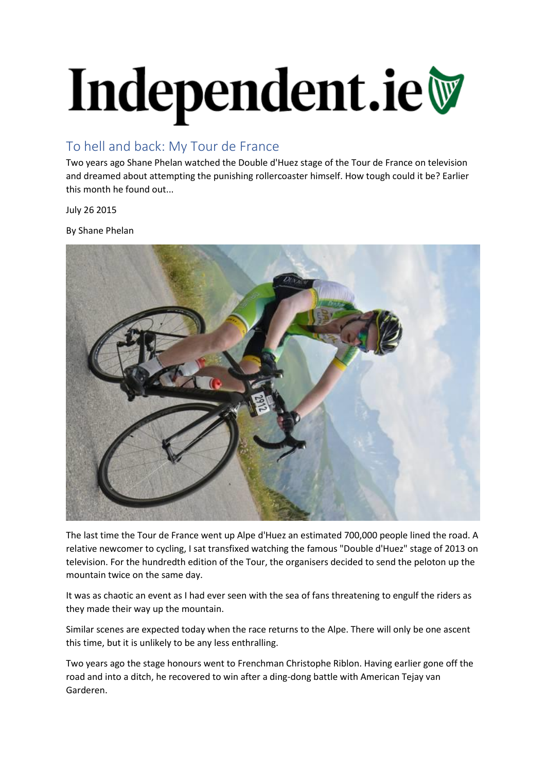# Independent.ie

## To hell and back: My Tour de France

Two years ago Shane Phelan watched the Double d'Huez stage of the Tour de France on television and dreamed about attempting the punishing rollercoaster himself. How tough could it be? Earlier this month he found out...

July 26 2015

By Shane Phelan

The last time the Tour de France went up Alpe d'Huez an estimated 700,000 people lined the road. A relative newcomer to cycling, I sat transfixed watching the famous "Double d'Huez" stage of 2013 on television. For the hundredth edition of the Tour, the organisers decided to send the peloton up the mountain twice on the same day.

It was as chaotic an event as I had ever seen with the sea of fans threatening to engulf the riders as they made their way up the mountain.

Similar scenes are expected today when the race returns to the Alpe. There will only be one ascent this time, but it is unlikely to be any less enthralling.

Two years ago the stage honours went to Frenchman Christophe Riblon. Having earlier gone off the road and into a ditch, he recovered to win after a ding-dong battle with American Tejay van Garderen.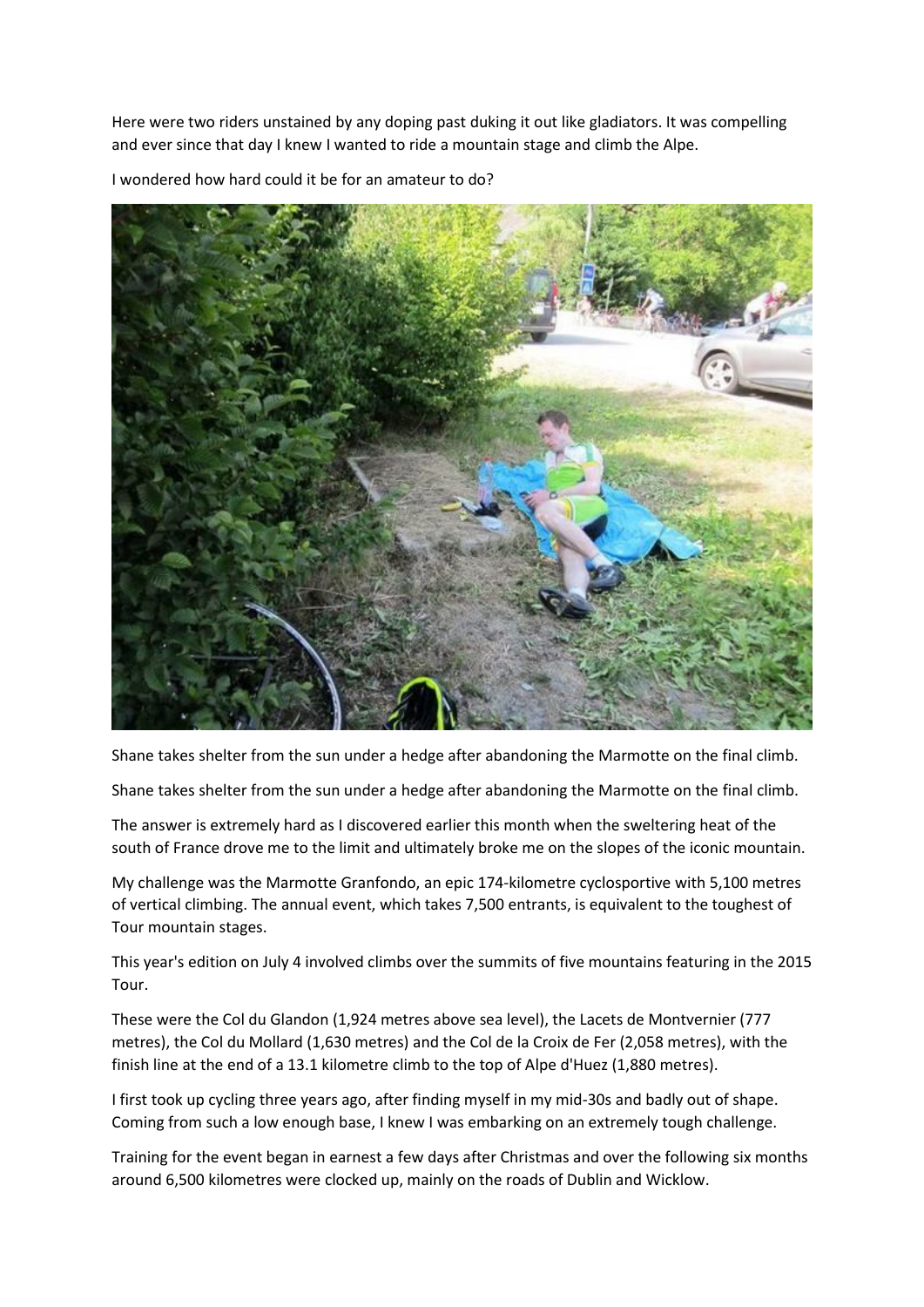Here were two riders unstained by any doping past duking it out like gladiators. It was compelling and ever since that day I knew I wanted to ride a mountain stage and climb the Alpe.

I wondered how hard could it be for an amateur to do?

Shane takes shelter from the sun under a hedge after abandoning the Marmotte on the final climb.

Shane takes shelter from the sun under a hedge after abandoning the Marmotte on the final climb.

The answer is extremely hard as I discovered earlier this month when the sweltering heat of the south of France drove me to the limit and ultimately broke me on the slopes of the iconic mountain.

My challenge was the Marmotte Granfondo, an epic 174-kilometre cyclosportive with 5,100 metres of vertical climbing. The annual event, which takes 7,500 entrants, is equivalent to the toughest of Tour mountain stages.

This year's edition on July 4 involved climbs over the summits of five mountains featuring in the 2015 Tour.

These were the Col du Glandon (1,924 metres above sea level), the Lacets de Montvernier (777 metres), the Col du Mollard (1,630 metres) and the Col de la Croix de Fer (2,058 metres), with the finish line at the end of a 13.1 kilometre climb to the top of Alpe d'Huez (1,880 metres).

I first took up cycling three years ago, after finding myself in my mid-30s and badly out of shape. Coming from such a low enough base, I knew I was embarking on an extremely tough challenge.

Training for the event began in earnest a few days after Christmas and over the following six months around 6,500 kilometres were clocked up, mainly on the roads of Dublin and Wicklow.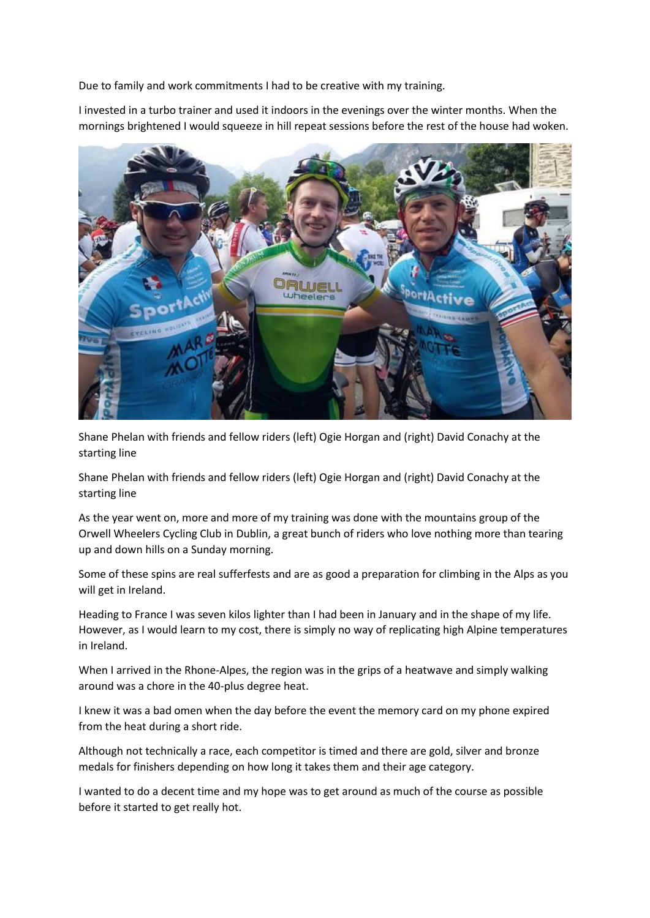Due to family and work commitments I had to be creative with my training.

I invested in a turbo trainer and used it indoors in the evenings over the winter months. When the mornings brightened I would squeeze in hill repeat sessions before the rest of the house had woken.

Shane Phelan with friends and fellow riders (left) Ogie Horgan and (right) David Conachy at the starting line

Shane Phelan with friends and fellow riders (left) Ogie Horgan and (right) David Conachy at the starting line

As the year went on, more and more of my training was done with the mountains group of the Orwell Wheelers Cycling Club in Dublin, a great bunch of riders who love nothing more than tearing up and down hills on a Sunday morning.

Some of these spins are real sufferfests and are as good a preparation for climbing in the Alps as you will get in Ireland.

Heading to France I was seven kilos lighter than I had been in January and in the shape of my life. However, as I would learn to my cost, there is simply no way of replicating high Alpine temperatures in Ireland.

When I arrived in the Rhone-Alpes, the region was in the grips of a heatwave and simply walking around was a chore in the 40-plus degree heat.

I knew it was a bad omen when the day before the event the memory card on my phone expired from the heat during a short ride.

Although not technically a race, each competitor is timed and there are gold, silver and bronze medals for finishers depending on how long it takes them and their age category.

I wanted to do a decent time and my hope was to get around as much of the course as possible before it started to get really hot.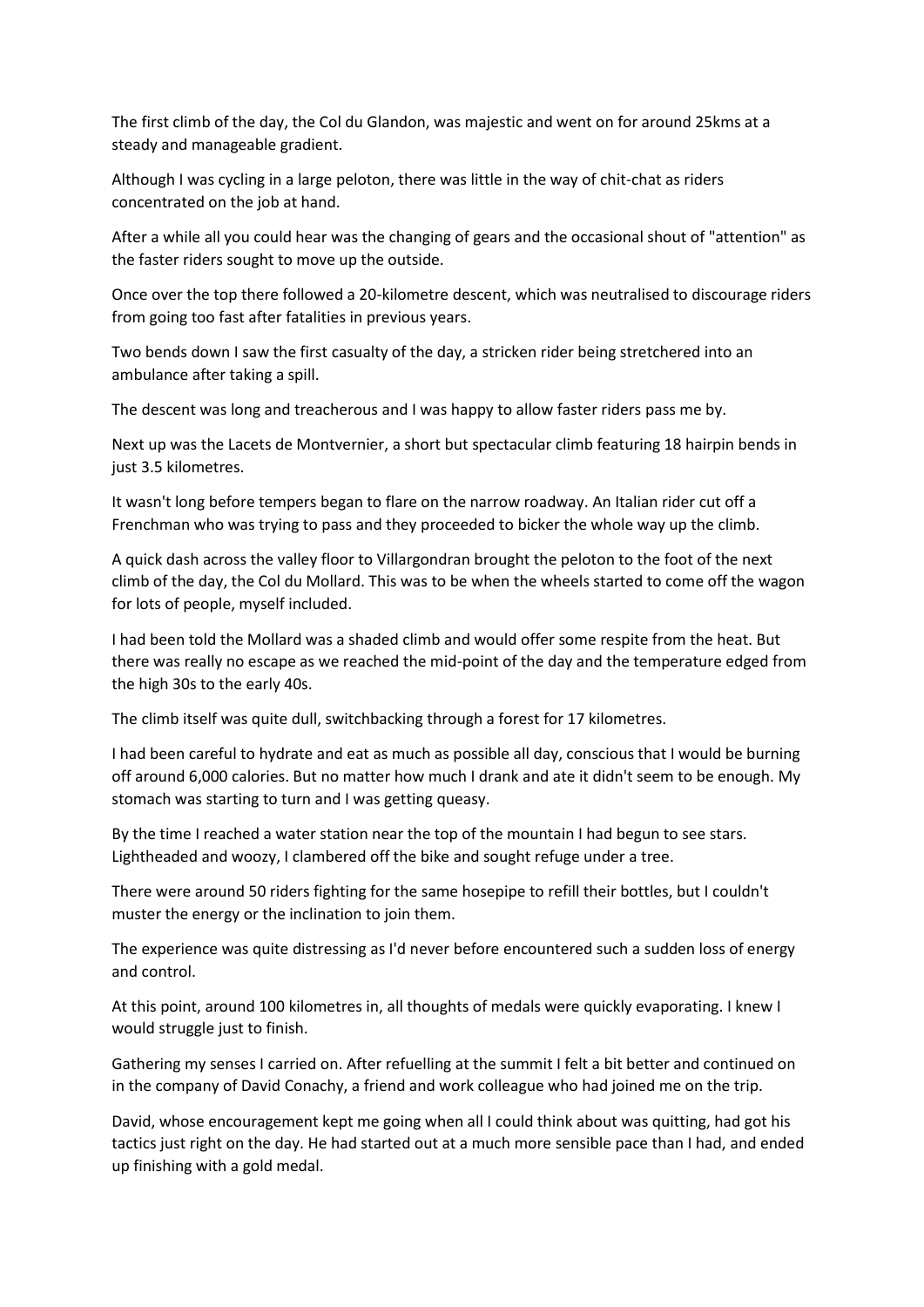The first climb of the day, the Col du Glandon, was majestic and went on for around 25kms at a steady and manageable gradient.

Although I was cycling in a large peloton, there was little in the way of chit-chat as riders concentrated on the job at hand.

After a while all you could hear was the changing of gears and the occasional shout of "attention" as the faster riders sought to move up the outside.

Once over the top there followed a 20-kilometre descent, which was neutralised to discourage riders from going too fast after fatalities in previous years.

Two bends down I saw the first casualty of the day, a stricken rider being stretchered into an ambulance after taking a spill.

The descent was long and treacherous and I was happy to allow faster riders pass me by.

Next up was the Lacets de Montvernier, a short but spectacular climb featuring 18 hairpin bends in just 3.5 kilometres.

It wasn't long before tempers began to flare on the narrow roadway. An Italian rider cut off a Frenchman who was trying to pass and they proceeded to bicker the whole way up the climb.

A quick dash across the valley floor to Villargondran brought the peloton to the foot of the next climb of the day, the Col du Mollard. This was to be when the wheels started to come off the wagon for lots of people, myself included.

I had been told the Mollard was a shaded climb and would offer some respite from the heat. But there was really no escape as we reached the mid-point of the day and the temperature edged from the high 30s to the early 40s.

The climb itself was quite dull, switchbacking through a forest for 17 kilometres.

I had been careful to hydrate and eat as much as possible all day, conscious that I would be burning off around 6,000 calories. But no matter how much I drank and ate it didn't seem to be enough. My stomach was starting to turn and I was getting queasy.

By the time I reached a water station near the top of the mountain I had begun to see stars. Lightheaded and woozy, I clambered off the bike and sought refuge under a tree.

There were around 50 riders fighting for the same hosepipe to refill their bottles, but I couldn't muster the energy or the inclination to join them.

The experience was quite distressing as I'd never before encountered such a sudden loss of energy and control.

At this point, around 100 kilometres in, all thoughts of medals were quickly evaporating. I knew I would struggle just to finish.

Gathering my senses I carried on. After refuelling at the summit I felt a bit better and continued on in the company of David Conachy, a friend and work colleague who had joined me on the trip.

David, whose encouragement kept me going when all I could think about was quitting, had got his tactics just right on the day. He had started out at a much more sensible pace than I had, and ended up finishing with a gold medal.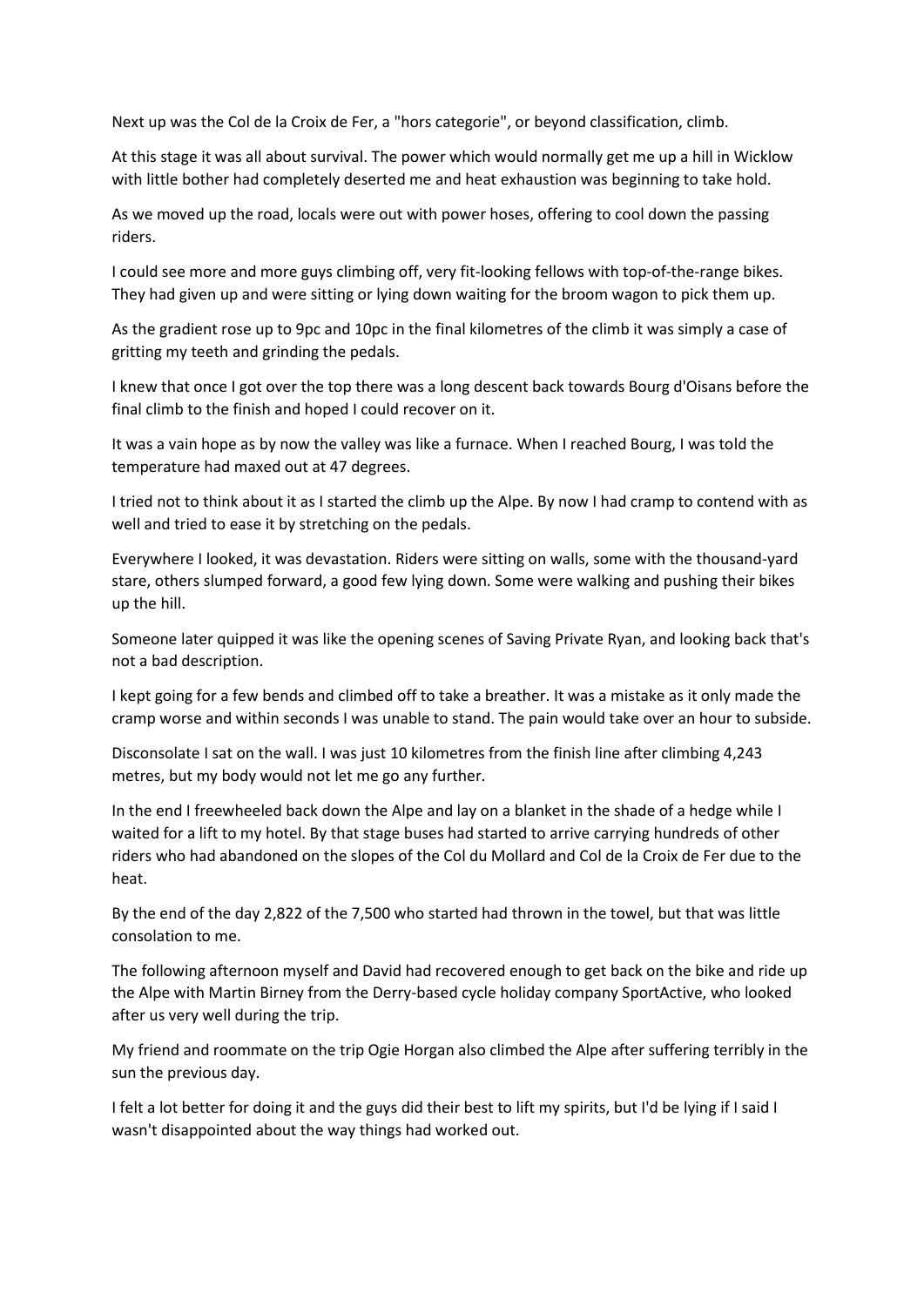Next up was the Col de la Croix de Fer, a "hors categorie", or beyond classification, climb.

At this stage it was all about survival. The power which would normally get me up a hill in Wicklow with little bother had completely deserted me and heat exhaustion was beginning to take hold.

As we moved up the road, locals were out with power hoses, offering to cool down the passing riders.

I could see more and more guys climbing off, very fit-looking fellows with top-of-the-range bikes. They had given up and were sitting or lying down waiting for the broom wagon to pick them up.

As the gradient rose up to 9pc and 10pc in the final kilometres of the climb it was simply a case of gritting my teeth and grinding the pedals.

I knew that once I got over the top there was a long descent back towards Bourg d'Oisans before the final climb to the finish and hoped I could recover on it.

It was a vain hope as by now the valley was like a furnace. When I reached Bourg, I was told the temperature had maxed out at 47 degrees.

I tried not to think about it as I started the climb up the Alpe. By now I had cramp to contend with as well and tried to ease it by stretching on the pedals.

Everywhere I looked, it was devastation. Riders were sitting on walls, some with the thousand-yard stare, others slumped forward, a good few lying down. Some were walking and pushing their bikes up the hill.

Someone later quipped it was like the opening scenes of Saving Private Ryan, and looking back that's not a bad description.

I kept going for a few bends and climbed off to take a breather. It was a mistake as it only made the cramp worse and within seconds I was unable to stand. The pain would take over an hour to subside.

Disconsolate I sat on the wall. I was just 10 kilometres from the finish line after climbing 4,243 metres, but my body would not let me go any further.

In the end I freewheeled back down the Alpe and lay on a blanket in the shade of a hedge while I waited for a lift to my hotel. By that stage buses had started to arrive carrying hundreds of other riders who had abandoned on the slopes of the Col du Mollard and Col de la Croix de Fer due to the heat.

By the end of the day 2,822 of the 7,500 who started had thrown in the towel, but that was little consolation to me.

The following afternoon myself and David had recovered enough to get back on the bike and ride up the Alpe with Martin Birney from the Derry-based cycle holiday company SportActive, who looked after us very well during the trip.

My friend and roommate on the trip Ogie Horgan also climbed the Alpe after suffering terribly in the sun the previous day.

I felt a lot better for doing it and the guys did their best to lift my spirits, but I'd be lying if I said I wasn't disappointed about the way things had worked out.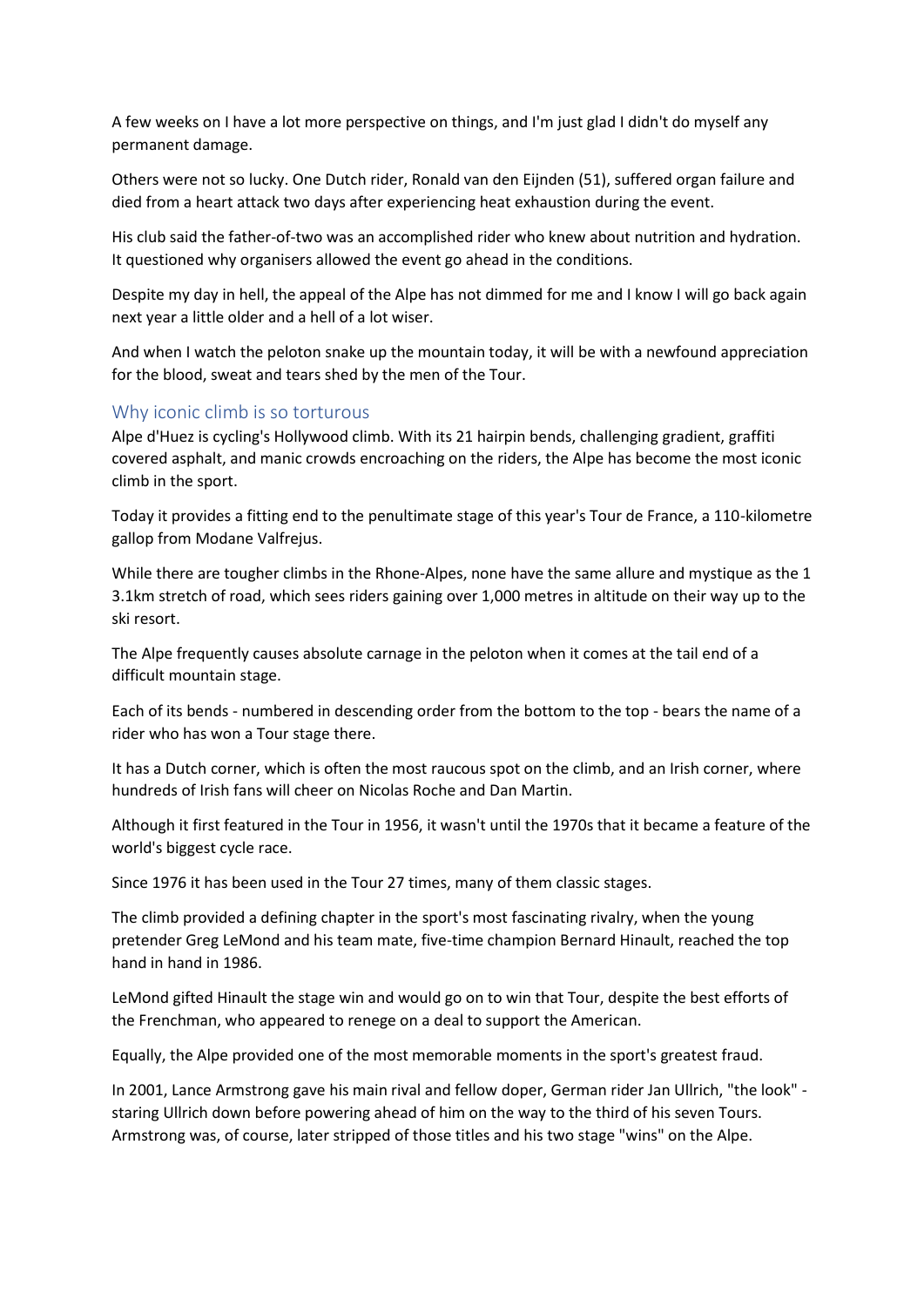A few weeks on I have a lot more perspective on things, and I'm just glad I didn't do myself any permanent damage.

Others were not so lucky. One Dutch rider, Ronald van den Eijnden (51), suffered organ failure and died from a heart attack two days after experiencing heat exhaustion during the event.

His club said the father-of-two was an accomplished rider who knew about nutrition and hydration. It questioned why organisers allowed the event go ahead in the conditions.

Despite my day in hell, the appeal of the Alpe has not dimmed for me and I know I will go back again next year a little older and a hell of a lot wiser.

And when I watch the peloton snake up the mountain today, it will be with a newfound appreciation for the blood, sweat and tears shed by the men of the Tour.

## Why iconic climb is so torturous

Alpe d'Huez is cycling's Hollywood climb. With its 21 hairpin bends, challenging gradient, graffiti covered asphalt, and manic crowds encroaching on the riders, the Alpe has become the most iconic climb in the sport.

Today it provides a fitting end to the penultimate stage of this year's Tour de France, a 110-kilometre gallop from Modane Valfrejus.

While there are tougher climbs in the Rhone-Alpes, none have the same allure and mystique as the 1 3.1km stretch of road, which sees riders gaining over 1,000 metres in altitude on their way up to the ski resort.

The Alpe frequently causes absolute carnage in the peloton when it comes at the tail end of a difficult mountain stage.

Each of its bends - numbered in descending order from the bottom to the top - bears the name of a rider who has won a Tour stage there.

It has a Dutch corner, which is often the most raucous spot on the climb, and an Irish corner, where hundreds of Irish fans will cheer on Nicolas Roche and Dan Martin.

Although it first featured in the Tour in 1956, it wasn't until the 1970s that it became a feature of the world's biggest cycle race.

Since 1976 it has been used in the Tour 27 times, many of them classic stages.

The climb provided a defining chapter in the sport's most fascinating rivalry, when the young pretender Greg LeMond and his team mate, five-time champion Bernard Hinault, reached the top hand in hand in 1986.

LeMond gifted Hinault the stage win and would go on to win that Tour, despite the best efforts of the Frenchman, who appeared to renege on a deal to support the American.

Equally, the Alpe provided one of the most memorable moments in the sport's greatest fraud.

In 2001, Lance Armstrong gave his main rival and fellow doper, German rider Jan Ullrich, "the look" - staring Ullrich down before powering ahead of him on the way to the third of his seven Tours. Armstrong was, of course, later stripped of those titles and his two stage "wins" on the Alpe.